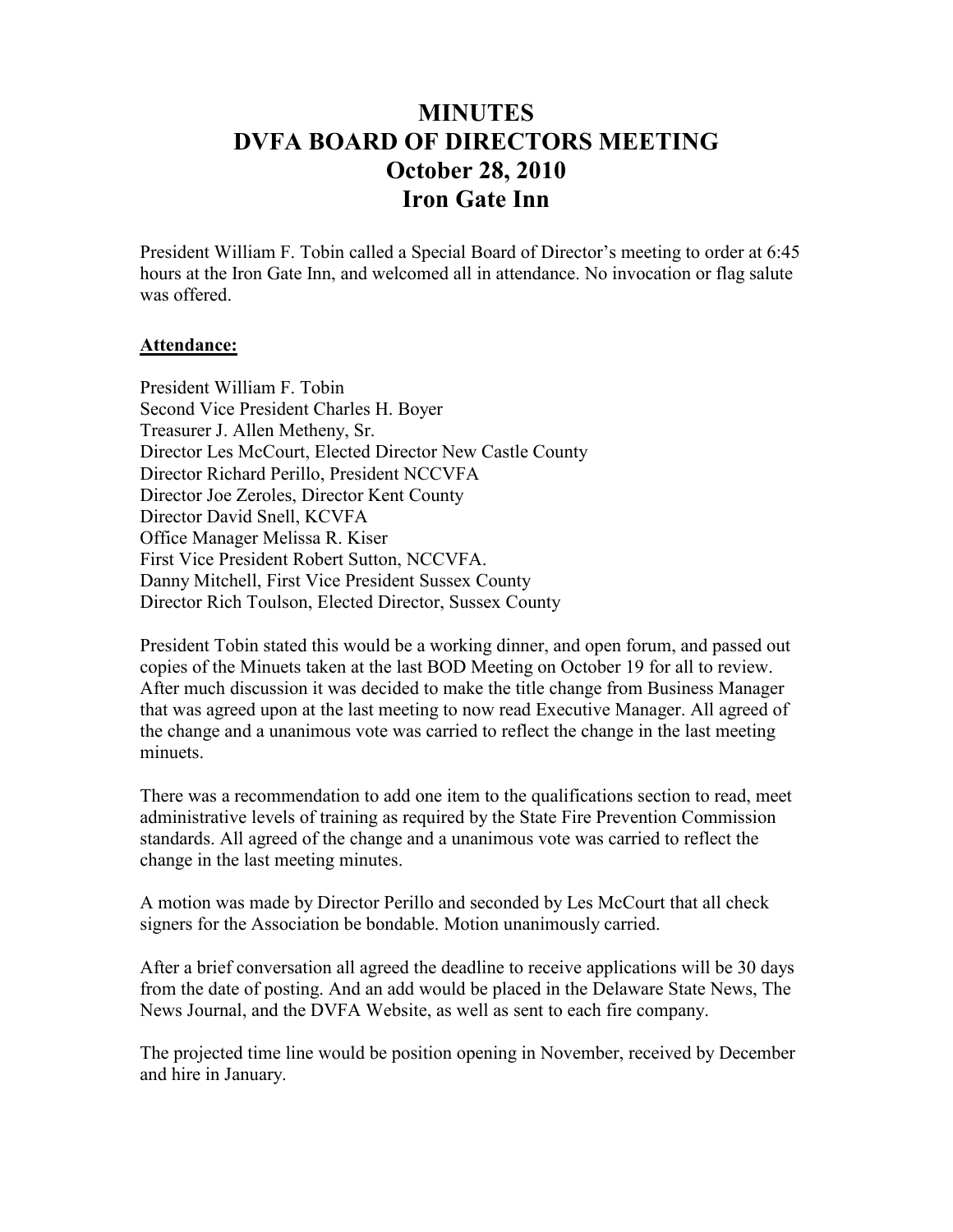# MINUTES
# DVFA BOARD OF DIRECTORS MEETING
# October 28, 2010
# Iron Gate Inn

President William F. Tobin called a Special Board of Director's meeting to order at 6:45 hours at the Iron Gate Inn, and welcomed all in attendance. No invocation or flag salute was offered.

**Attendance:**

President William F. Tobin
Second Vice President Charles H. Boyer
Treasurer J. Allen Metheny, Sr.
Director Les McCourt, Elected Director New Castle County
Director Richard Perillo, President NCCVFA
Director Joe Zeroles, Director Kent County
Director David Snell, KCVFA
Office Manager Melissa R. Kiser
First Vice President Robert Sutton, NCCVFA.
Danny Mitchell, First Vice President Sussex County
Director Rich Toulson, Elected Director, Sussex County

President Tobin stated this would be a working dinner, and open forum, and passed out copies of the Minuets taken at the last BOD Meeting on October 19 for all to review. After much discussion it was decided to make the title change from Business Manager that was agreed upon at the last meeting to now read Executive Manager. All agreed of the change and a unanimous vote was carried to reflect the change in the last meeting minuets.

There was a recommendation to add one item to the qualifications section to read, meet administrative levels of training as required by the State Fire Prevention Commission standards. All agreed of the change and a unanimous vote was carried to reflect the change in the last meeting minutes.

A motion was made by Director Perillo and seconded by Les McCourt that all check signers for the Association be bondable. Motion unanimously carried.

After a brief conversation all agreed the deadline to receive applications will be 30 days from the date of posting. And an add would be placed in the Delaware State News, The News Journal, and the DVFA Website, as well as sent to each fire company.

The projected time line would be position opening in November, received by December and hire in January.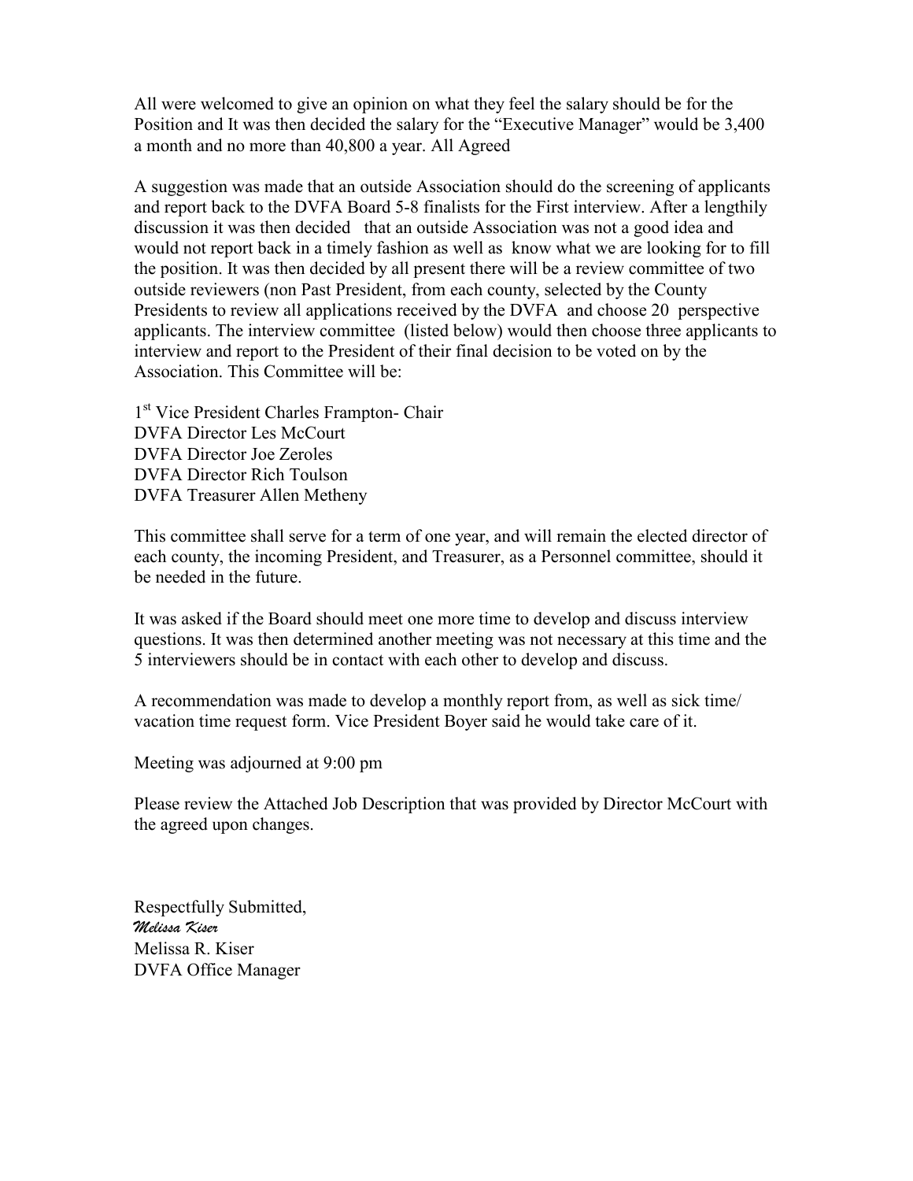All were welcomed to give an opinion on what they feel the salary should be for the Position and It was then decided the salary for the "Executive Manager" would be 3,400 a month and no more than 40,800 a year. All Agreed

A suggestion was made that an outside Association should do the screening of applicants and report back to the DVFA Board 5-8 finalists for the First interview. After a lengthily discussion it was then decided that an outside Association was not a good idea and would not report back in a timely fashion as well as know what we are looking for to fill the position. It was then decided by all present there will be a review committee of two outside reviewers (non Past President, from each county, selected by the County Presidents to review all applications received by the DVFA and choose 20 perspective applicants. The interview committee (listed below) would then choose three applicants to interview and report to the President of their final decision to be voted on by the Association. This Committee will be:

1st Vice President Charles Frampton- Chair
DVFA Director Les McCourt
DVFA Director Joe Zeroles
DVFA Director Rich Toulson
DVFA Treasurer Allen Metheny

This committee shall serve for a term of one year, and will remain the elected director of each county, the incoming President, and Treasurer, as a Personnel committee, should it be needed in the future.

It was asked if the Board should meet one more time to develop and discuss interview questions. It was then determined another meeting was not necessary at this time and the 5 interviewers should be in contact with each other to develop and discuss.

A recommendation was made to develop a monthly report from, as well as sick time/ vacation time request form. Vice President Boyer said he would take care of it.

Meeting was adjourned at 9:00 pm

Please review the Attached Job Description that was provided by Director McCourt with the agreed upon changes.

Respectfully Submitted,
*Melissa Kiser*
Melissa R. Kiser
DVFA Office Manager